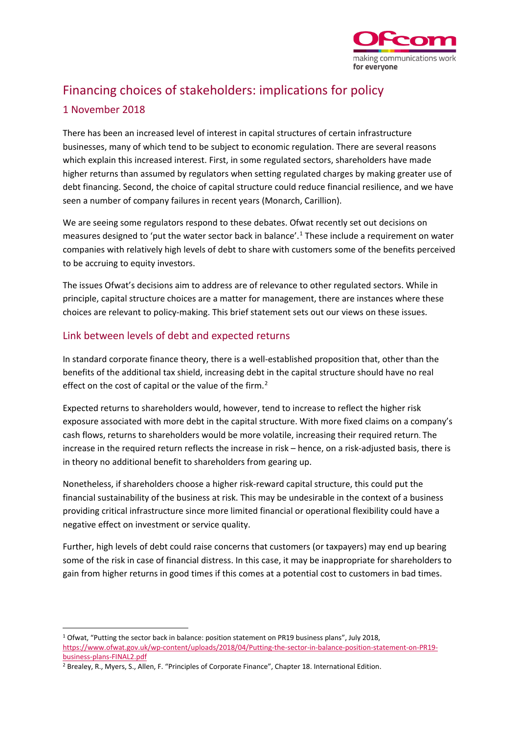# Financing choices of stakeholders: implications for policy

## 1 November 2018

There has been an increased level of interest in capital structures of certain infrastructure businesses, many of which tend to be subject to economic regulation. There are several reasons which explain this increased interest. First, in some regulated sectors, shareholders have made higher returns than assumed by regulators when setting regulated charges by making greater use of debt financing. Second, the choice of capital structure could reduce financial resilience, and we have seen a number of company failures in recent years (Monarch, Carillion).

We are seeing some regulators respond to these debates. Ofwat recently set out decisions on measures designed to 'put the water sector back in balance'.[1] These include a requirement on water companies with relatively high levels of debt to share with customers some of the benefits perceived to be accruing to equity investors.

The issues Ofwat's decisions aim to address are of relevance to other regulated sectors. While in principle, capital structure choices are a matter for management, there are instances where these choices are relevant to policy-making. This brief statement sets out our views on these issues.

## Link between levels of debt and expected returns

In standard corporate finance theory, there is a well-established proposition that, other than the benefits of the additional tax shield, increasing debt in the capital structure should have no real effect on the cost of capital or the value of the firm.[2]

Expected returns to shareholders would, however, tend to increase to reflect the higher risk exposure associated with more debt in the capital structure. With more fixed claims on a company's cash flows, returns to shareholders would be more volatile, increasing their required return. The increase in the required return reflects the increase in risk – hence, on a risk-adjusted basis, there is in theory no additional benefit to shareholders from gearing up.

Nonetheless, if shareholders choose a higher risk-reward capital structure, this could put the financial sustainability of the business at risk. This may be undesirable in the context of a business providing critical infrastructure since more limited financial or operational flexibility could have a negative effect on investment or service quality.

Further, high levels of debt could raise concerns that customers (or taxpayers) may end up bearing some of the risk in case of financial distress. In this case, it may be inappropriate for shareholders to gain from higher returns in good times if this comes at a potential cost to customers in bad times.

---

[1] Ofwat, "Putting the sector back in balance: position statement on PR19 business plans", July 2018, https://www.ofwat.gov.uk/wp-content/uploads/2018/04/Putting-the-sector-in-balance-position-statement-on-PR19-business-plans-FINAL2.pdf

[2] Brealey, R., Myers, S., Allen, F. "Principles of Corporate Finance", Chapter 18. International Edition.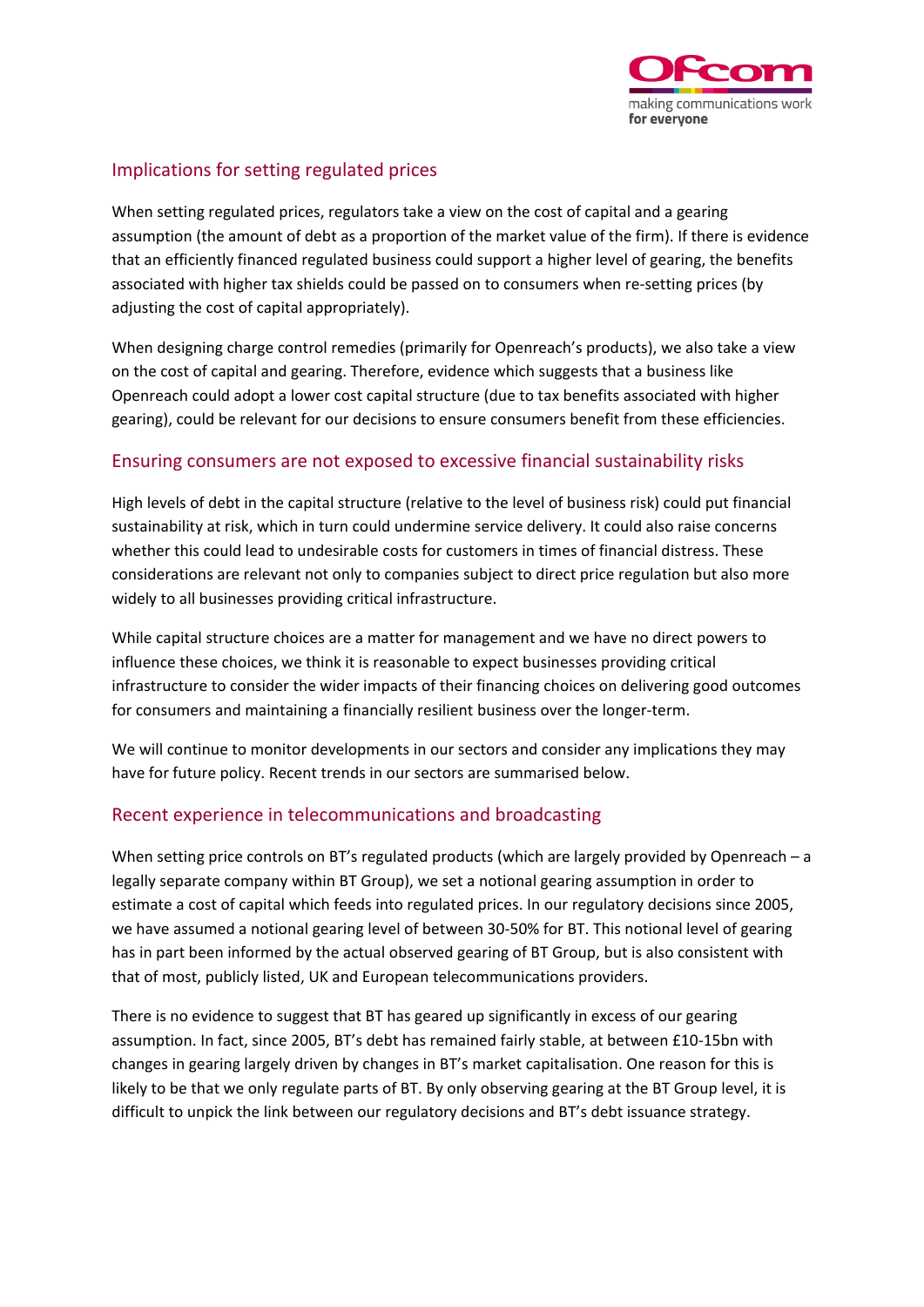## Implications for setting regulated prices

When setting regulated prices, regulators take a view on the cost of capital and a gearing assumption (the amount of debt as a proportion of the market value of the firm). If there is evidence that an efficiently financed regulated business could support a higher level of gearing, the benefits associated with higher tax shields could be passed on to consumers when re-setting prices (by adjusting the cost of capital appropriately).

When designing charge control remedies (primarily for Openreach's products), we also take a view on the cost of capital and gearing. Therefore, evidence which suggests that a business like Openreach could adopt a lower cost capital structure (due to tax benefits associated with higher gearing), could be relevant for our decisions to ensure consumers benefit from these efficiencies.

## Ensuring consumers are not exposed to excessive financial sustainability risks

High levels of debt in the capital structure (relative to the level of business risk) could put financial sustainability at risk, which in turn could undermine service delivery. It could also raise concerns whether this could lead to undesirable costs for customers in times of financial distress. These considerations are relevant not only to companies subject to direct price regulation but also more widely to all businesses providing critical infrastructure.

While capital structure choices are a matter for management and we have no direct powers to influence these choices, we think it is reasonable to expect businesses providing critical infrastructure to consider the wider impacts of their financing choices on delivering good outcomes for consumers and maintaining a financially resilient business over the longer-term.

We will continue to monitor developments in our sectors and consider any implications they may have for future policy. Recent trends in our sectors are summarised below.

## Recent experience in telecommunications and broadcasting

When setting price controls on BT's regulated products (which are largely provided by Openreach – a legally separate company within BT Group), we set a notional gearing assumption in order to estimate a cost of capital which feeds into regulated prices. In our regulatory decisions since 2005, we have assumed a notional gearing level of between 30-50% for BT. This notional level of gearing has in part been informed by the actual observed gearing of BT Group, but is also consistent with that of most, publicly listed, UK and European telecommunications providers.

There is no evidence to suggest that BT has geared up significantly in excess of our gearing assumption. In fact, since 2005, BT's debt has remained fairly stable, at between £10-15bn with changes in gearing largely driven by changes in BT's market capitalisation. One reason for this is likely to be that we only regulate parts of BT. By only observing gearing at the BT Group level, it is difficult to unpick the link between our regulatory decisions and BT's debt issuance strategy.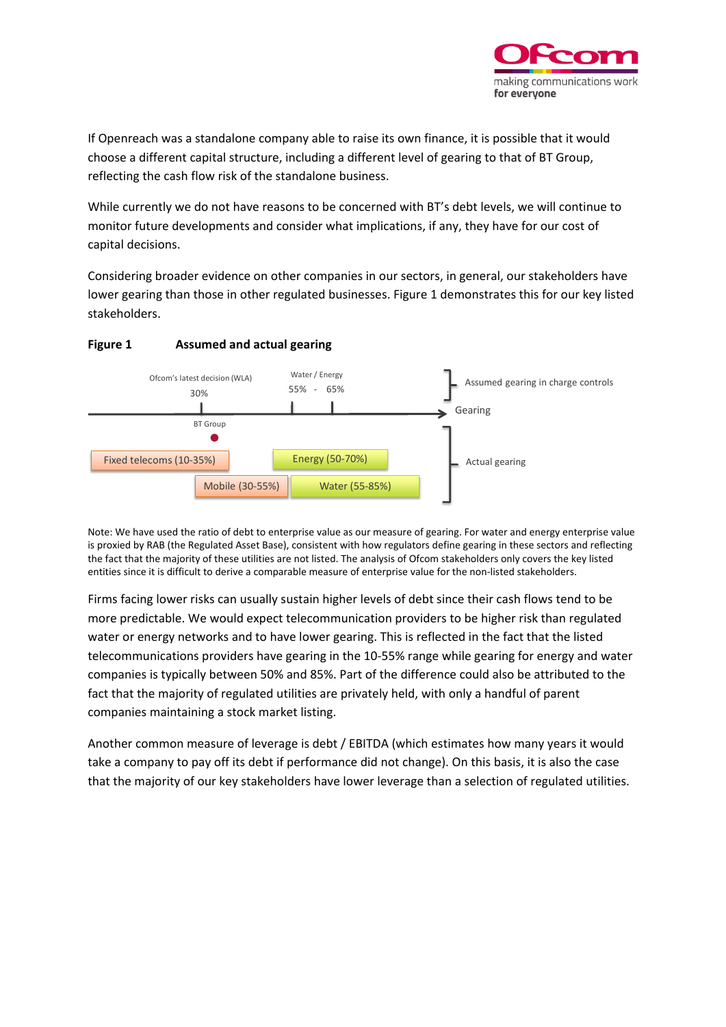If Openreach was a standalone company able to raise its own finance, it is possible that it would choose a different capital structure, including a different level of gearing to that of BT Group, reflecting the cash flow risk of the standalone business.

While currently we do not have reasons to be concerned with BT's debt levels, we will continue to monitor future developments and consider what implications, if any, they have for our cost of capital decisions.

Considering broader evidence on other companies in our sectors, in general, our stakeholders have lower gearing than those in other regulated businesses. Figure 1 demonstrates this for our key listed stakeholders.

**Figure 1 Assumed and actual gearing**

Ofcom's latest decision (WLA) 30%

Water / Energy 55% - 65%

Assumed gearing in charge controls

Gearing

BT Group

Fixed telecoms (10-35%)

Energy (50-70%)

Mobile (30-55%)

Water (55-85%)

Actual gearing

Note: We have used the ratio of debt to enterprise value as our measure of gearing. For water and energy enterprise value is proxied by RAB (the Regulated Asset Base), consistent with how regulators define gearing in these sectors and reflecting the fact that the majority of these utilities are not listed. The analysis of Ofcom stakeholders only covers the key listed entities since it is difficult to derive a comparable measure of enterprise value for the non-listed stakeholders.

Firms facing lower risks can usually sustain higher levels of debt since their cash flows tend to be more predictable. We would expect telecommunication providers to be higher risk than regulated water or energy networks and to have lower gearing. This is reflected in the fact that the listed telecommunications providers have gearing in the 10-55% range while gearing for energy and water companies is typically between 50% and 85%. Part of the difference could also be attributed to the fact that the majority of regulated utilities are privately held, with only a handful of parent companies maintaining a stock market listing.

Another common measure of leverage is debt / EBITDA (which estimates how many years it would take a company to pay off its debt if performance did not change). On this basis, it is also the case that the majority of our key stakeholders have lower leverage than a selection of regulated utilities.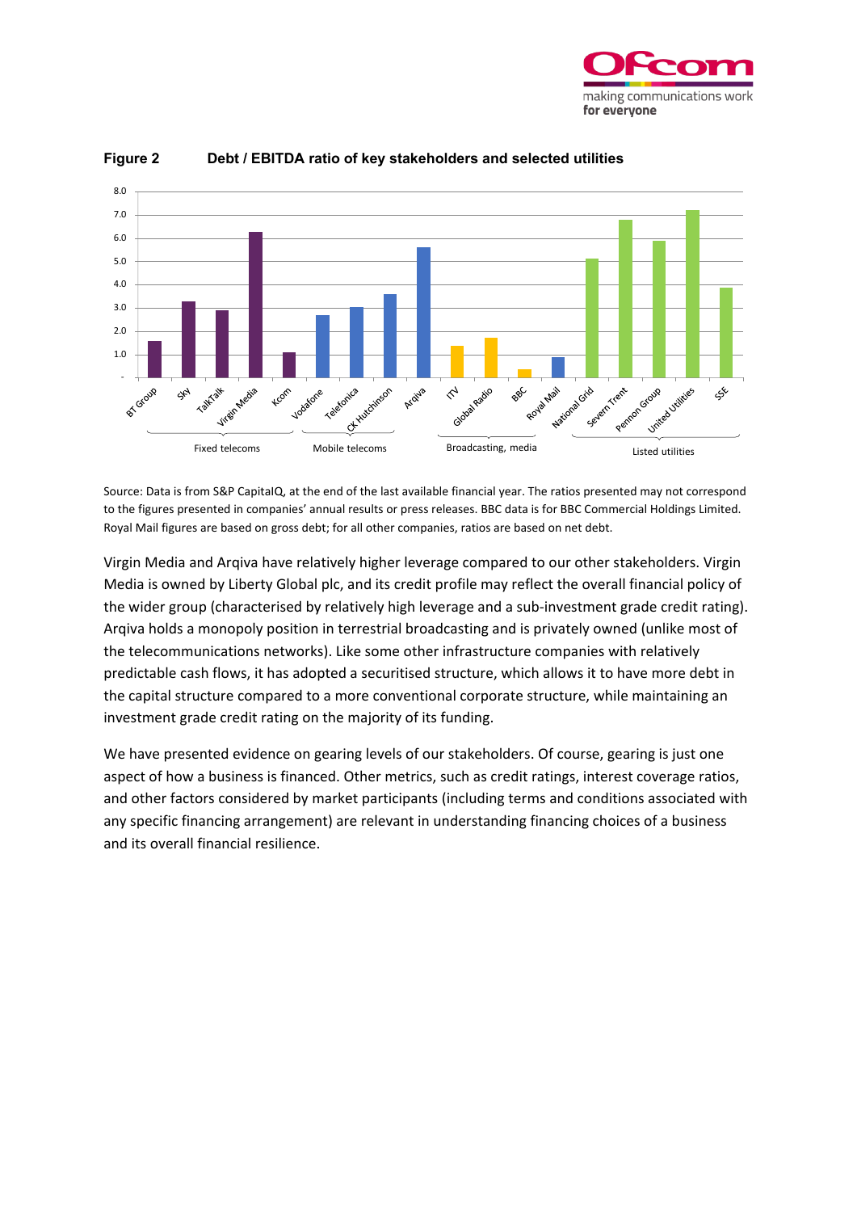**Figure 2 Debt / EBITDA ratio of key stakeholders and selected utilities**

8.0
7.0
6.0
5.0
4.0
3.0
2.0
1.0
-

BT Group, Sky, TalkTalk, Virgin Media, Kcom, Vodafone, Telefonica, CK Hutchinson, Arqiva, ITV, Global Radio, BBC, Royal Mail, National Grid, Severn Trent, Pennon Group, United Utilities, SSE

Fixed telecoms
Mobile telecoms
Broadcasting, media
Listed utilities

Source: Data is from S&P CapitalIQ, at the end of the last available financial year. The ratios presented may not correspond to the figures presented in companies' annual results or press releases. BBC data is for BBC Commercial Holdings Limited. Royal Mail figures are based on gross debt; for all other companies, ratios are based on net debt.

Virgin Media and Arqiva have relatively higher leverage compared to our other stakeholders. Virgin Media is owned by Liberty Global plc, and its credit profile may reflect the overall financial policy of the wider group (characterised by relatively high leverage and a sub-investment grade credit rating). Arqiva holds a monopoly position in terrestrial broadcasting and is privately owned (unlike most of the telecommunications networks). Like some other infrastructure companies with relatively predictable cash flows, it has adopted a securitised structure, which allows it to have more debt in the capital structure compared to a more conventional corporate structure, while maintaining an investment grade credit rating on the majority of its funding.

We have presented evidence on gearing levels of our stakeholders. Of course, gearing is just one aspect of how a business is financed. Other metrics, such as credit ratings, interest coverage ratios, and other factors considered by market participants (including terms and conditions associated with any specific financing arrangement) are relevant in understanding financing choices of a business and its overall financial resilience.